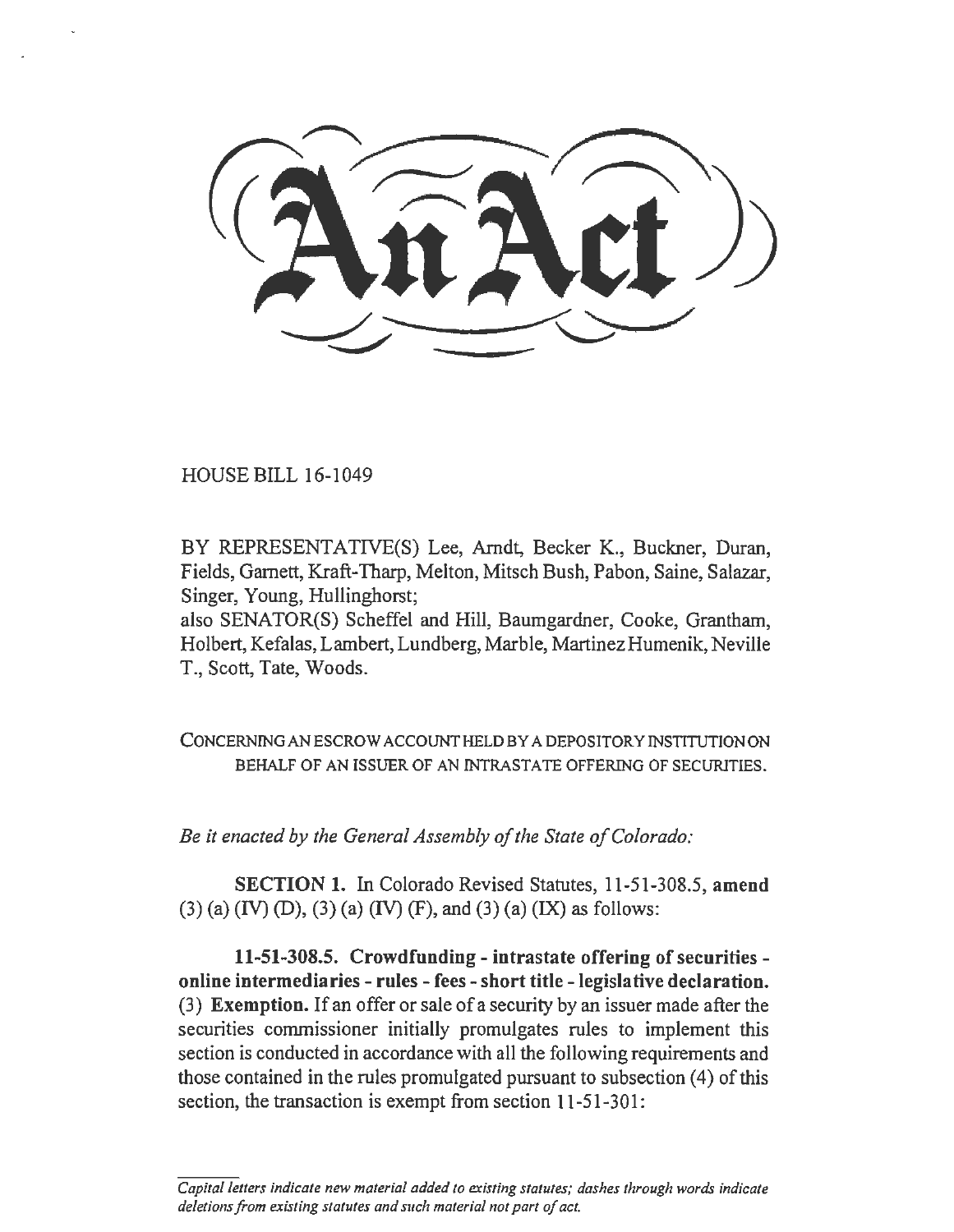# An Act

HOUSE BILL 16-1049

BY REPRESENTATIVE(S) Lee, Arndt, Becker K., Buckner, Duran, Fields, Garnett, Kraft-Tharp, Melton, Mitsch Bush, Pabon, Saine, Salazar, Singer, Young, Hullinghorst;
also SENATOR(S) Scheffel and Hill, Baumgardner, Cooke, Grantham, Holbert, Kefalas, Lambert, Lundberg, Marble, Martinez Humenik, Neville T., Scott, Tate, Woods.

CONCERNING AN ESCROW ACCOUNT HELD BY A DEPOSITORY INSTITUTION ON BEHALF OF AN ISSUER OF AN INTRASTATE OFFERING OF SECURITIES.

*Be it enacted by the General Assembly of the State of Colorado:*

**SECTION 1.** In Colorado Revised Statutes, 11-51-308.5, **amend** (3) (a) (IV) (D), (3) (a) (IV) (F), and (3) (a) (IX) as follows:

**11-51-308.5. Crowdfunding - intrastate offering of securities - online intermediaries - rules - fees - short title - legislative declaration.** (3) **Exemption.** If an offer or sale of a security by an issuer made after the securities commissioner initially promulgates rules to implement this section is conducted in accordance with all the following requirements and those contained in the rules promulgated pursuant to subsection (4) of this section, the transaction is exempt from section 11-51-301:

*Capital letters indicate new material added to existing statutes; dashes through words indicate deletions from existing statutes and such material not part of act.*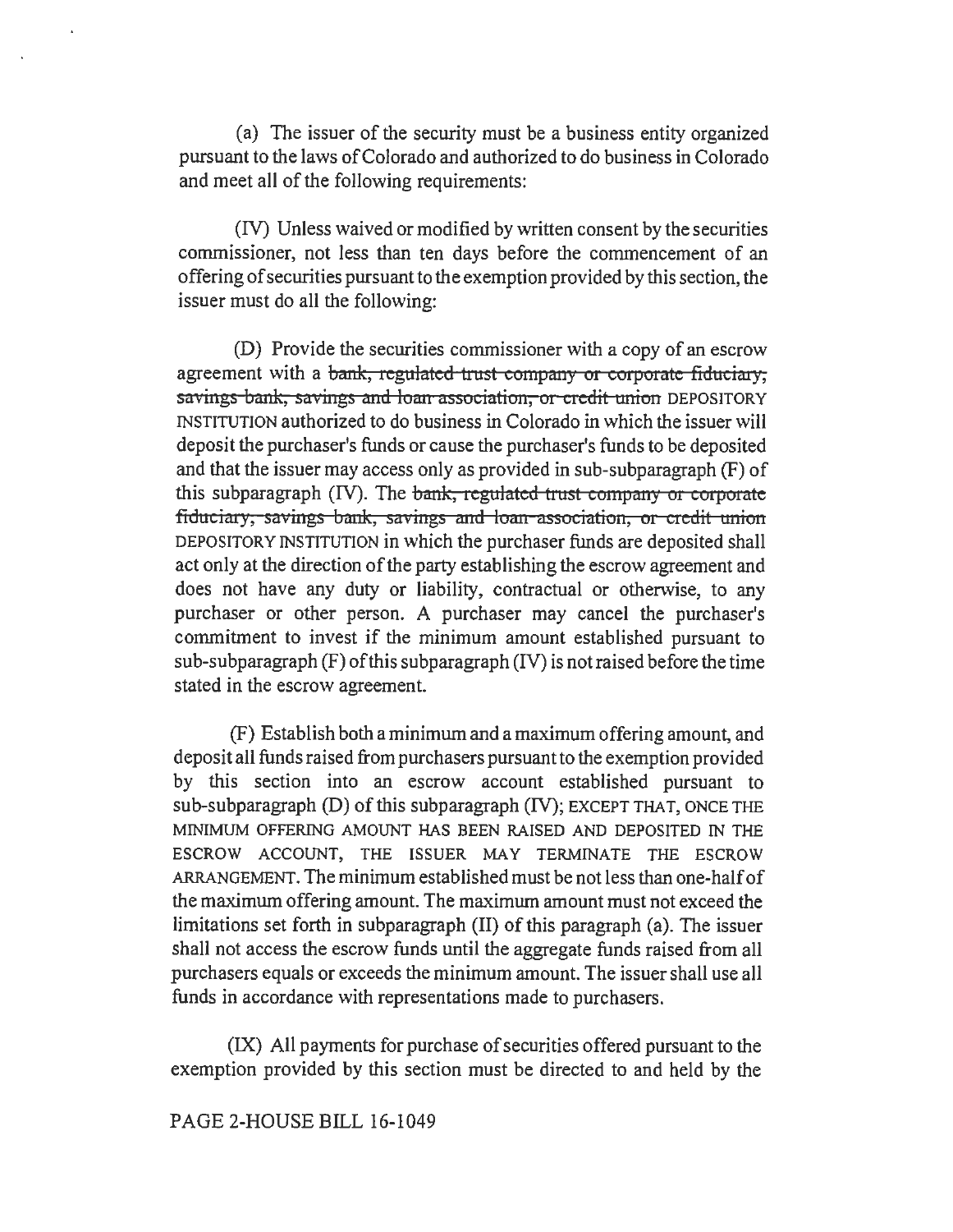(a) The issuer of the security must be a business entity organized pursuant to the laws of Colorado and authorized to do business in Colorado and meet all of the following requirements:

(IV) Unless waived or modified by written consent by the securities commissioner, not less than ten days before the commencement of an offering of securities pursuant to the exemption provided by this section, the issuer must do all the following:

(D) Provide the securities commissioner with a copy of an escrow agreement with a ~~bank, regulated trust company or corporate fiduciary, savings bank, savings and loan association, or credit union~~ DEPOSITORY INSTITUTION authorized to do business in Colorado in which the issuer will deposit the purchaser's funds or cause the purchaser's funds to be deposited and that the issuer may access only as provided in sub-subparagraph (F) of this subparagraph (IV). The ~~bank, regulated trust company or corporate fiduciary, savings bank, savings and loan association, or credit union~~ DEPOSITORY INSTITUTION in which the purchaser funds are deposited shall act only at the direction of the party establishing the escrow agreement and does not have any duty or liability, contractual or otherwise, to any purchaser or other person. A purchaser may cancel the purchaser's commitment to invest if the minimum amount established pursuant to sub-subparagraph (F) of this subparagraph (IV) is not raised before the time stated in the escrow agreement.

(F) Establish both a minimum and a maximum offering amount, and deposit all funds raised from purchasers pursuant to the exemption provided by this section into an escrow account established pursuant to sub-subparagraph (D) of this subparagraph (IV); EXCEPT THAT, ONCE THE MINIMUM OFFERING AMOUNT HAS BEEN RAISED AND DEPOSITED IN THE ESCROW ACCOUNT, THE ISSUER MAY TERMINATE THE ESCROW ARRANGEMENT. The minimum established must be not less than one-half of the maximum offering amount. The maximum amount must not exceed the limitations set forth in subparagraph (II) of this paragraph (a). The issuer shall not access the escrow funds until the aggregate funds raised from all purchasers equals or exceeds the minimum amount. The issuer shall use all funds in accordance with representations made to purchasers.

(IX) All payments for purchase of securities offered pursuant to the exemption provided by this section must be directed to and held by the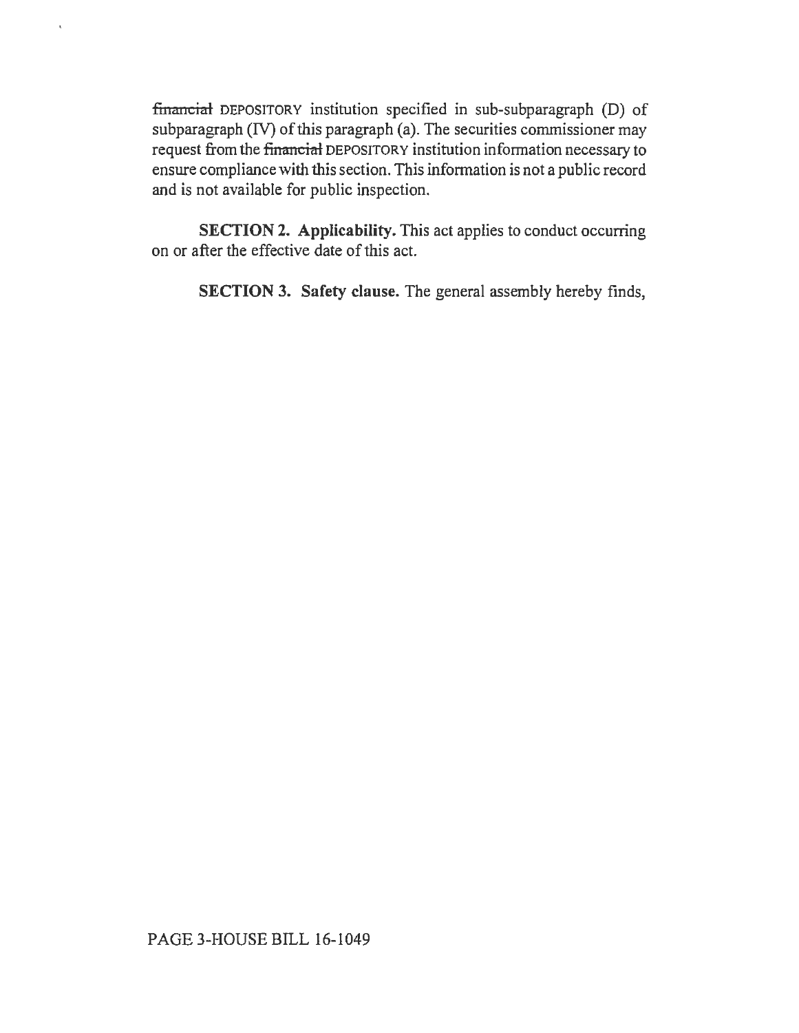~~financial~~ DEPOSITORY institution specified in sub-subparagraph (D) of subparagraph (IV) of this paragraph (a). The securities commissioner may request from the ~~financial~~ DEPOSITORY institution information necessary to ensure compliance with this section. This information is not a public record and is not available for public inspection.

**SECTION 2. Applicability.** This act applies to conduct occurring on or after the effective date of this act.

**SECTION 3. Safety clause.** The general assembly hereby finds,

PAGE 3-HOUSE BILL 16-1049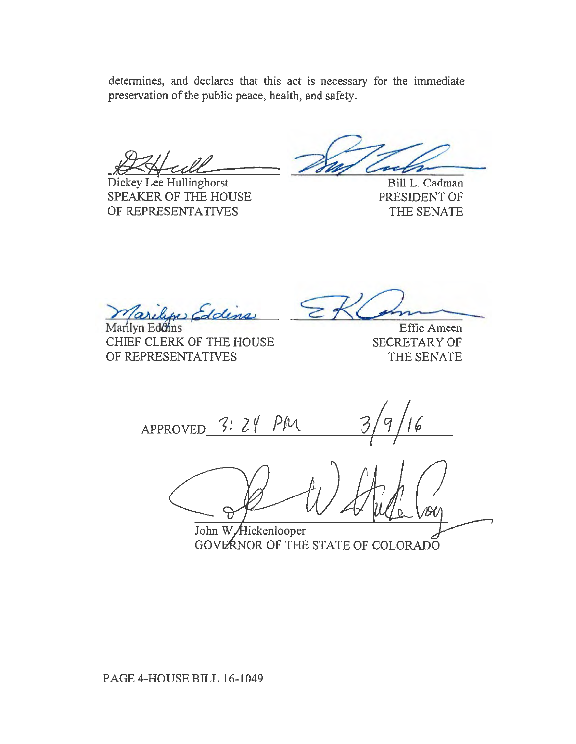determines, and declares that this act is necessary for the immediate preservation of the public peace, health, and safety.

Dickey Lee Hullinghorst
SPEAKER OF THE HOUSE
OF REPRESENTATIVES

Bill L. Cadman
PRESIDENT OF
THE SENATE

Marilyn Eddins
CHIEF CLERK OF THE HOUSE
OF REPRESENTATIVES

Effie Ameen
SECRETARY OF
THE SENATE

APPROVED 3:24 PM 3/9/16

John W. Hickenlooper
GOVERNOR OF THE STATE OF COLORADO

PAGE 4-HOUSE BILL 16-1049